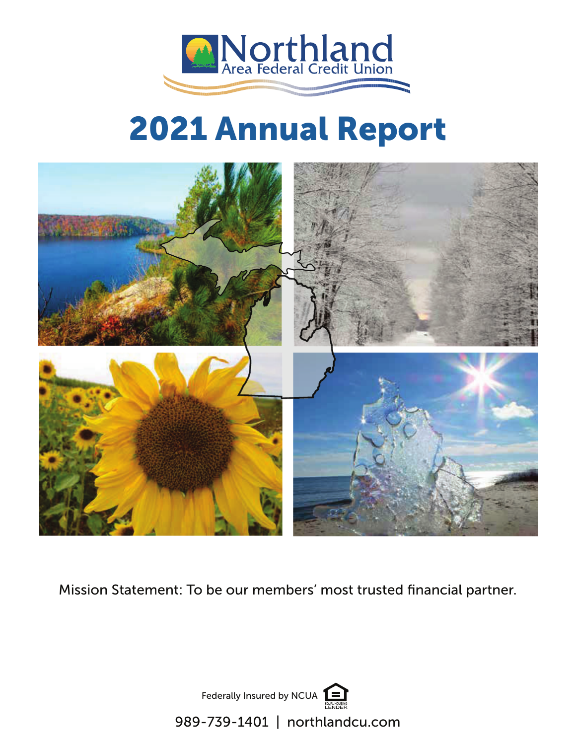Northland
Area Federal Credit Union

# 2021 Annual Report

Mission Statement: To be our members' most trusted financial partner.

Federally Insured by NCUA

989-739-1401 | northlandcu.com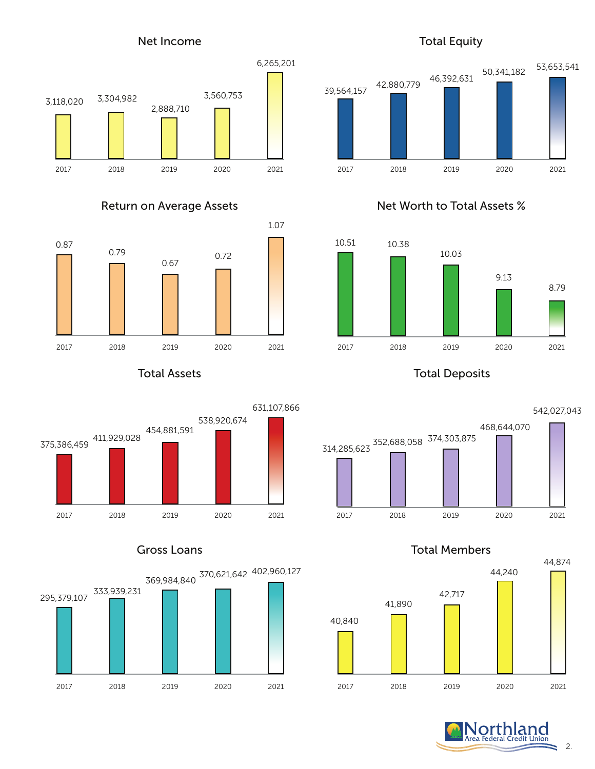## Net Income

| 2017 | 2018 | 2019 | 2020 | 2021 |
|---|---|---|---|---|
| 3,118,020 | 3,304,982 | 2,888,710 | 3,560,753 | 6,265,201 |

## Total Equity

| 2017 | 2018 | 2019 | 2020 | 2021 |
|---|---|---|---|---|
| 39,564,157 | 42,880,779 | 46,392,631 | 50,341,182 | 53,653,541 |

## Return on Average Assets

| 2017 | 2018 | 2019 | 2020 | 2021 |
|---|---|---|---|---|
| 0.87 | 0.79 | 0.67 | 0.72 | 1.07 |

## Net Worth to Total Assets %

| 2017 | 2018 | 2019 | 2020 | 2021 |
|---|---|---|---|---|
| 10.51 | 10.38 | 10.03 | 9.13 | 8.79 |

## Total Assets

| 2017 | 2018 | 2019 | 2020 | 2021 |
|---|---|---|---|---|
| 375,386,459 | 411,929,028 | 454,881,591 | 538,920,674 | 631,107,866 |

## Total Deposits

| 2017 | 2018 | 2019 | 2020 | 2021 |
|---|---|---|---|---|
| 314,285,623 | 352,688,058 | 374,303,875 | 468,644,070 | 542,027,043 |

## Gross Loans

| 2017 | 2018 | 2019 | 2020 | 2021 |
|---|---|---|---|---|
| 295,379,107 | 333,939,231 | 369,984,840 | 370,621,642 | 402,960,127 |

## Total Members

| 2017 | 2018 | 2019 | 2020 | 2021 |
|---|---|---|---|---|
| 40,840 | 41,890 | 42,717 | 44,240 | 44,874 |

Northland Area Federal Credit Union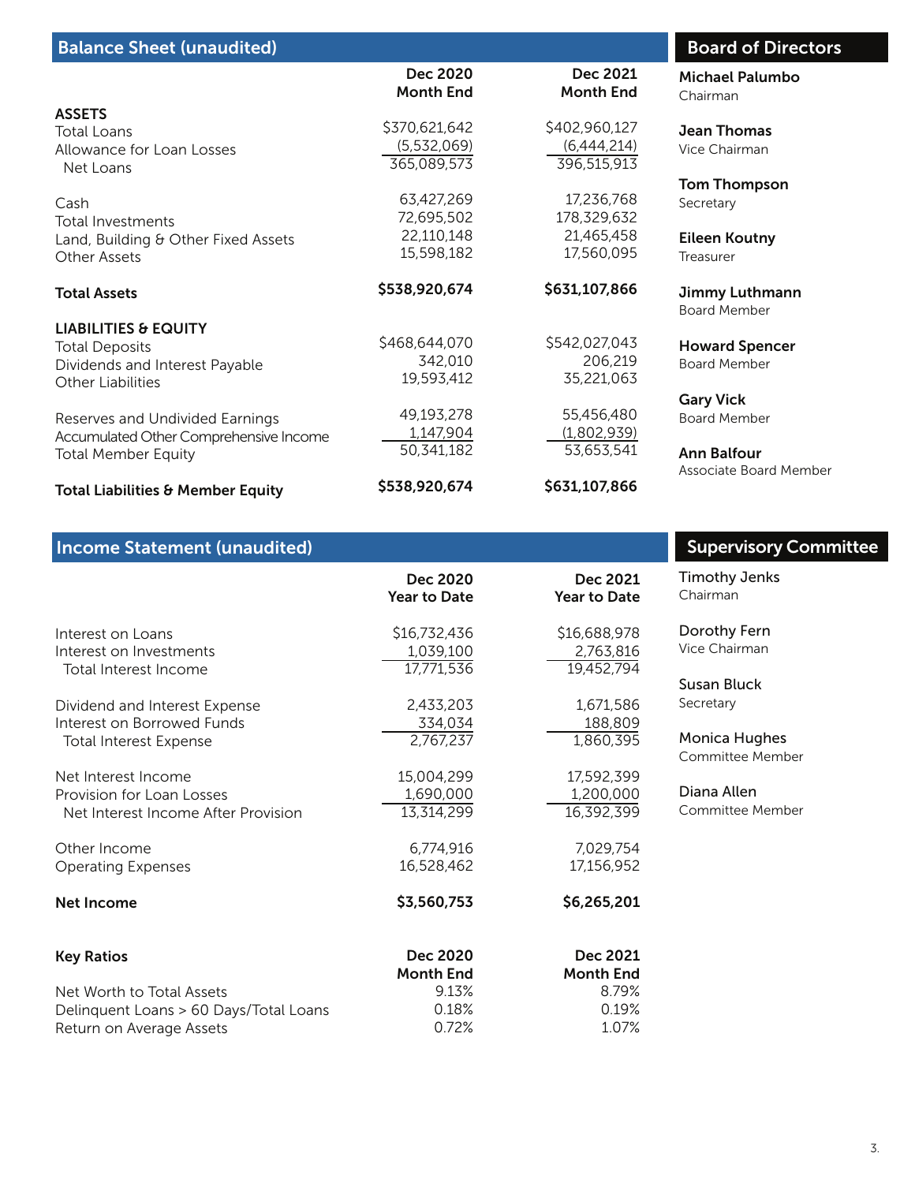## Balance Sheet (unaudited)

| | Dec 2020 Month End | Dec 2021 Month End |
|---|---|---|
| **ASSETS** | | |
| Total Loans | $370,621,642 | $402,960,127 |
| Allowance for Loan Losses | (5,532,069) | (6,444,214) |
| Net Loans | 365,089,573 | 396,515,913 |
| Cash | 63,427,269 | 17,236,768 |
| Total Investments | 72,695,502 | 178,329,632 |
| Land, Building & Other Fixed Assets | 22,110,148 | 21,465,458 |
| Other Assets | 15,598,182 | 17,560,095 |
| **Total Assets** | **$538,920,674** | **$631,107,866** |
| **LIABILITIES & EQUITY** | | |
| Total Deposits | $468,644,070 | $542,027,043 |
| Dividends and Interest Payable | 342,010 | 206,219 |
| Other Liabilities | 19,593,412 | 35,221,063 |
| Reserves and Undivided Earnings | 49,193,278 | 55,456,480 |
| Accumulated Other Comprehensive Income | 1,147,904 | (1,802,939) |
| Total Member Equity | 50,341,182 | 53,653,541 |
| **Total Liabilities & Member Equity** | **$538,920,674** | **$631,107,866** |

## Board of Directors

**Michael Palumbo**
Chairman

**Jean Thomas**
Vice Chairman

**Tom Thompson**
Secretary

**Eileen Koutny**
Treasurer

**Jimmy Luthmann**
Board Member

**Howard Spencer**
Board Member

**Gary Vick**
Board Member

**Ann Balfour**
Associate Board Member

## Income Statement (unaudited)

| | Dec 2020 Year to Date | Dec 2021 Year to Date |
|---|---|---|
| Interest on Loans | $16,732,436 | $16,688,978 |
| Interest on Investments | 1,039,100 | 2,763,816 |
| Total Interest Income | 17,771,536 | 19,452,794 |
| Dividend and Interest Expense | 2,433,203 | 1,671,586 |
| Interest on Borrowed Funds | 334,034 | 188,809 |
| Total Interest Expense | 2,767,237 | 1,860,395 |
| Net Interest Income | 15,004,299 | 17,592,399 |
| Provision for Loan Losses | 1,690,000 | 1,200,000 |
| Net Interest Income After Provision | 13,314,299 | 16,392,399 |
| Other Income | 6,774,916 | 7,029,754 |
| Operating Expenses | 16,528,462 | 17,156,952 |
| **Net Income** | **$3,560,753** | **$6,265,201** |

| **Key Ratios** | **Dec 2020 Month End** | **Dec 2021 Month End** |
|---|---|---|
| Net Worth to Total Assets | 9.13% | 8.79% |
| Delinquent Loans > 60 Days/Total Loans | 0.18% | 0.19% |
| Return on Average Assets | 0.72% | 1.07% |

## Supervisory Committee

Timothy Jenks
Chairman

Dorothy Fern
Vice Chairman

Susan Bluck
Secretary

Monica Hughes
Committee Member

Diana Allen
Committee Member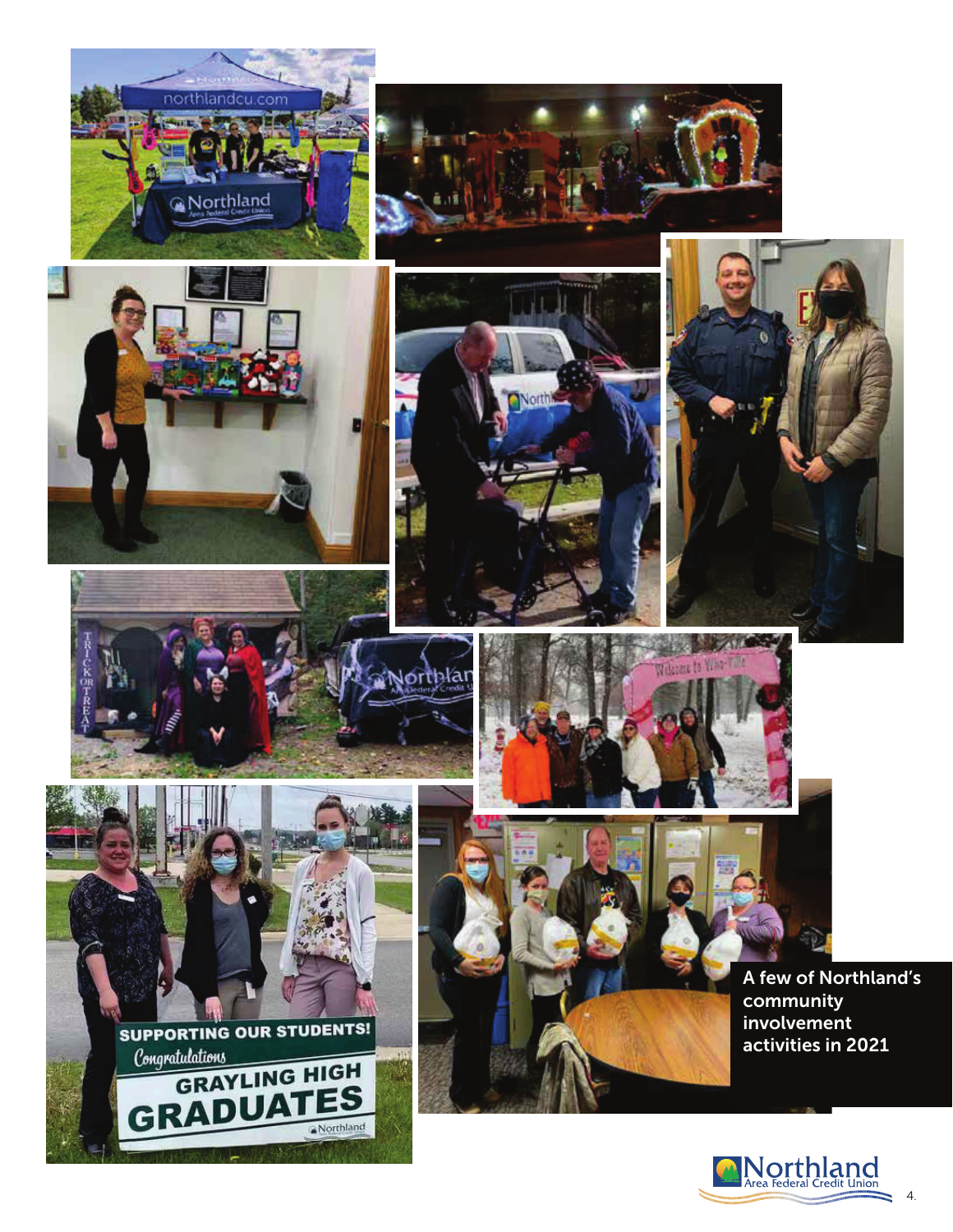A few of Northland's community involvement activities in 2021